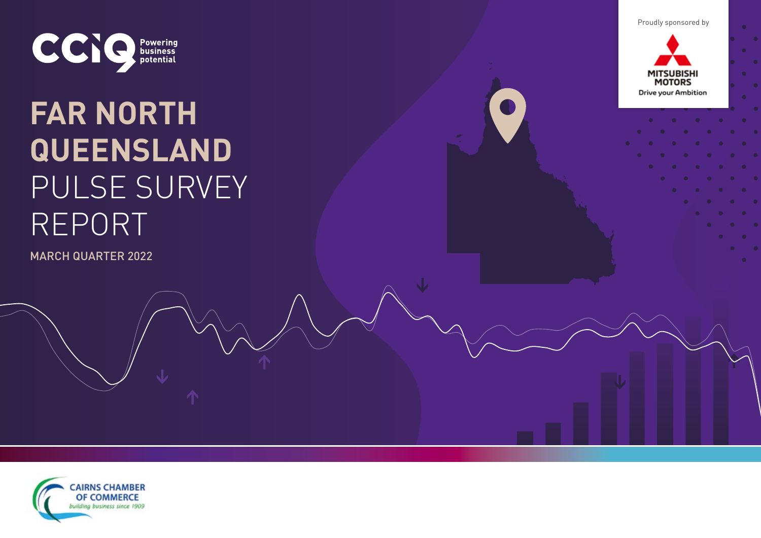CCIQ Powering business potential

Proudly sponsored by

MITSUBISHI MOTORS
Drive your Ambition

# FAR NORTH QUEENSLAND PULSE SURVEY REPORT

MARCH QUARTER 2022

CAIRNS CHAMBER OF COMMERCE
*building business since 1909*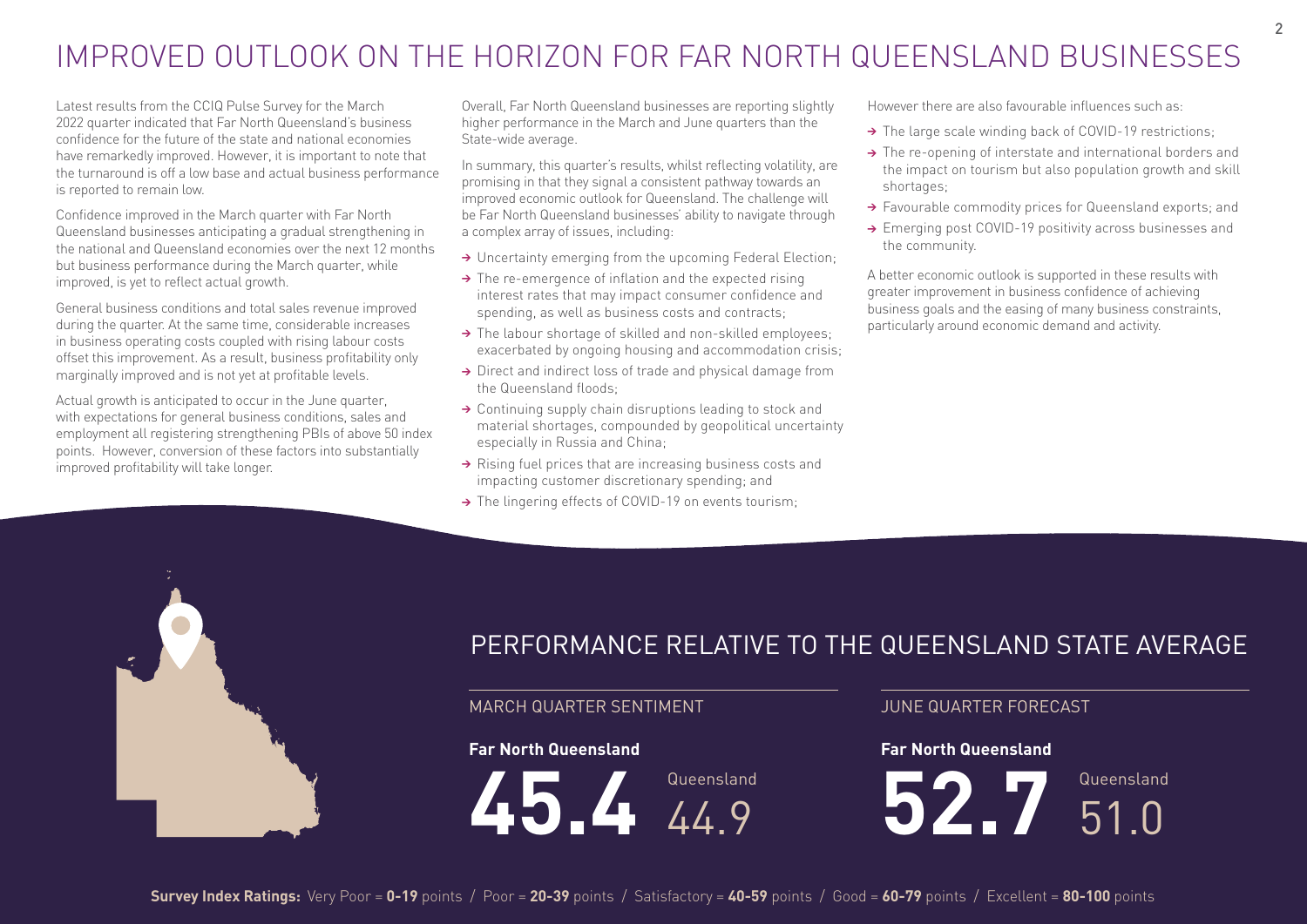# IMPROVED OUTLOOK ON THE HORIZON FOR FAR NORTH QUEENSLAND BUSINESSES

Latest results from the CCIQ Pulse Survey for the March 2022 quarter indicated that Far North Queensland's business confidence for the future of the state and national economies have remarkedly improved. However, it is important to note that the turnaround is off a low base and actual business performance is reported to remain low.

Confidence improved in the March quarter with Far North Queensland businesses anticipating a gradual strengthening in the national and Queensland economies over the next 12 months but business performance during the March quarter, while improved, is yet to reflect actual growth.

General business conditions and total sales revenue improved during the quarter. At the same time, considerable increases in business operating costs coupled with rising labour costs offset this improvement. As a result, business profitability only marginally improved and is not yet at profitable levels.

Actual growth is anticipated to occur in the June quarter, with expectations for general business conditions, sales and employment all registering strengthening PBIs of above 50 index points. However, conversion of these factors into substantially improved profitability will take longer.

Overall, Far North Queensland businesses are reporting slightly higher performance in the March and June quarters than the State-wide average.

In summary, this quarter's results, whilst reflecting volatility, are promising in that they signal a consistent pathway towards an improved economic outlook for Queensland. The challenge will be Far North Queensland businesses' ability to navigate through a complex array of issues, including:

- Uncertainty emerging from the upcoming Federal Election;
- The re-emergence of inflation and the expected rising interest rates that may impact consumer confidence and spending, as well as business costs and contracts;
- The labour shortage of skilled and non-skilled employees; exacerbated by ongoing housing and accommodation crisis;
- Direct and indirect loss of trade and physical damage from the Queensland floods;
- Continuing supply chain disruptions leading to stock and material shortages, compounded by geopolitical uncertainty especially in Russia and China;
- Rising fuel prices that are increasing business costs and impacting customer discretionary spending; and
- The lingering effects of COVID-19 on events tourism;

However there are also favourable influences such as:

- The large scale winding back of COVID-19 restrictions;
- The re-opening of interstate and international borders and the impact on tourism but also population growth and skill shortages;
- Favourable commodity prices for Queensland exports; and
- Emerging post COVID-19 positivity across businesses and the community.

A better economic outlook is supported in these results with greater improvement in business confidence of achieving business goals and the easing of many business constraints, particularly around economic demand and activity.

## PERFORMANCE RELATIVE TO THE QUEENSLAND STATE AVERAGE

### MARCH QUARTER SENTIMENT

**Far North Queensland** **45.4**

Queensland 44.9

### JUNE QUARTER FORECAST

**Far North Queensland** **52.7**

Queensland 51.0

**Survey Index Ratings:** Very Poor = **0-19** points / Poor = **20-39** points / Satisfactory = **40-59** points / Good = **60-79** points / Excellent = **80-100** points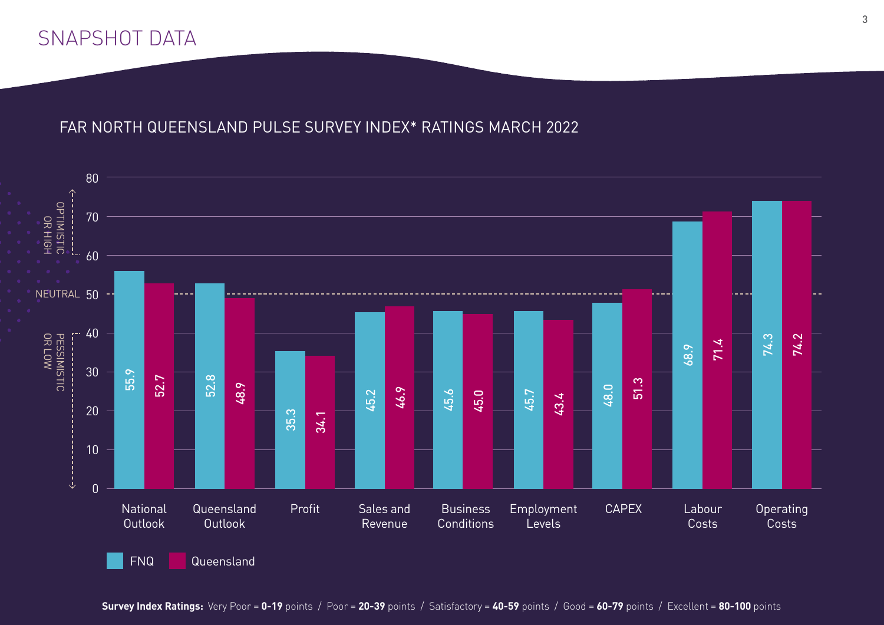# SNAPSHOT DATA

## FAR NORTH QUEENSLAND PULSE SURVEY INDEX* RATINGS MARCH 2022

| | FNQ | Queensland |
|---|---|---|
| National Outlook | 55.9 | 52.7 |
| Queensland Outlook | 52.8 | 48.9 |
| Profit | 35.3 | 34.1 |
| Sales and Revenue | 45.2 | 46.9 |
| Business Conditions | 45.6 | 45.0 |
| Employment Levels | 45.7 | 43.4 |
| CAPEX | 48.0 | 51.3 |
| Labour Costs | 68.9 | 71.4 |
| Operating Costs | 74.3 | 74.2 |

Scale: 0–80; NEUTRAL = 50; 60 and above: OPTIMISTIC OR HIGH; 40 and below: PESSIMISTIC OR LOW

**Survey Index Ratings:** Very Poor = **0-19** points / Poor = **20-39** points / Satisfactory = **40-59** points / Good = **60-79** points / Excellent = **80-100** points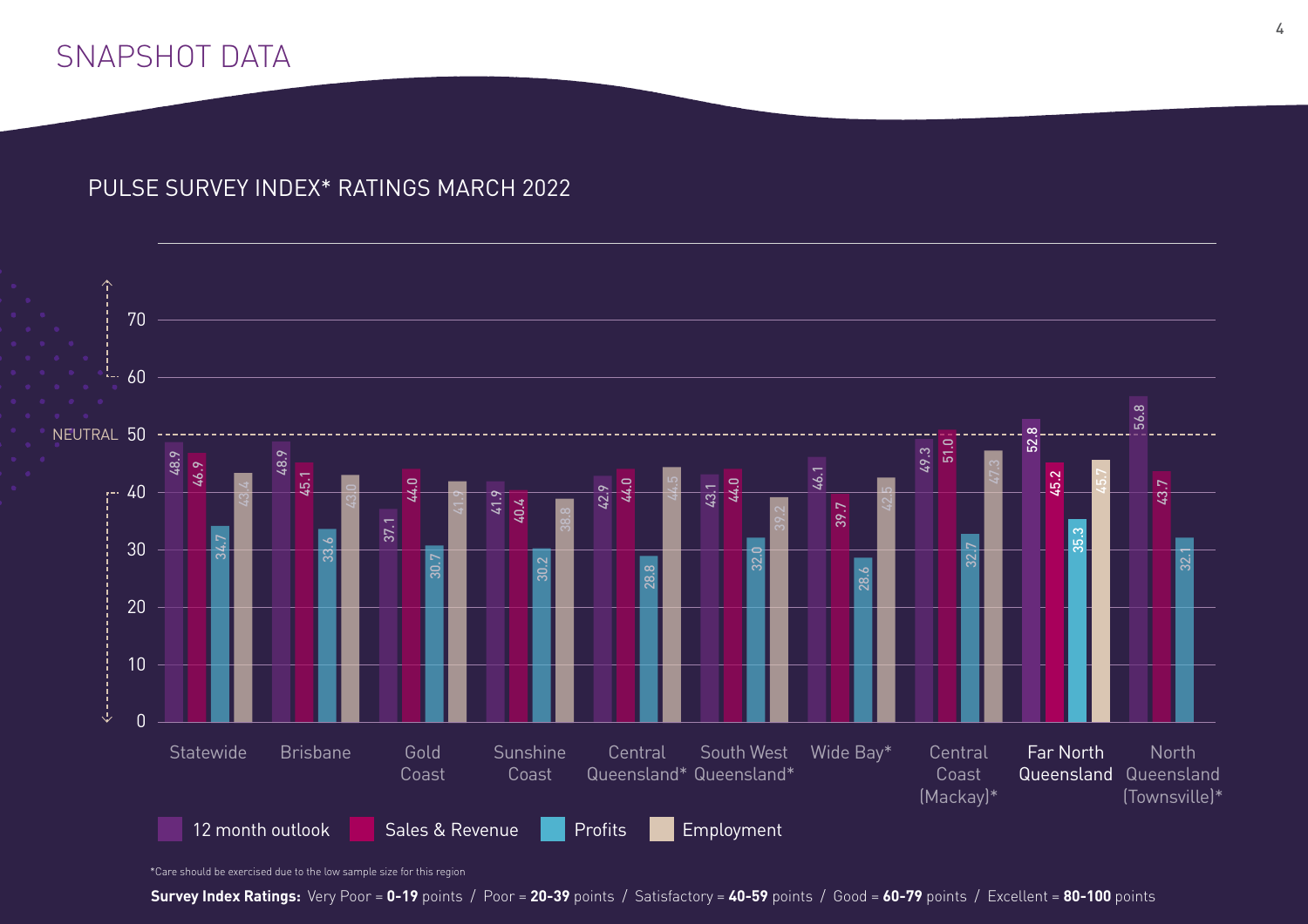# SNAPSHOT DATA

## PULSE SURVEY INDEX* RATINGS MARCH 2022

| Region | 12 month outlook | Sales & Revenue | Profits | Employment |
|---|---|---|---|---|
| Statewide | 48.9 | 46.9 | 34.7 | 43.4 |
| Brisbane | 48.9 | 45.1 | 33.6 | 43.0 |
| Gold Coast | 37.1 | 44.0 | 30.7 | 41.9 |
| Sunshine Coast | 41.9 | 40.4 | 30.2 | 38.8 |
| Central Queensland* | 42.9 | 44.0 | 28.8 | 44.5 |
| South West Queensland* | 43.1 | 44.0 | 32.0 | 39.2 |
| Wide Bay* | 46.1 | 39.7 | 28.6 | 42.5 |
| Central Coast (Mackay)* | 49.3 | 51.0 | 32.7 | 47.3 |
| Far North Queensland | 52.8 | 45.2 | 35.3 | 45.7 |
| North Queensland (Townsville)* | 56.8 | 43.7 | 32.1 | |

NEUTRAL = 50

*Care should be exercised due to the low sample size for this region

**Survey Index Ratings:** Very Poor = **0-19** points / Poor = **20-39** points / Satisfactory = **40-59** points / Good = **60-79** points / Excellent = **80-100** points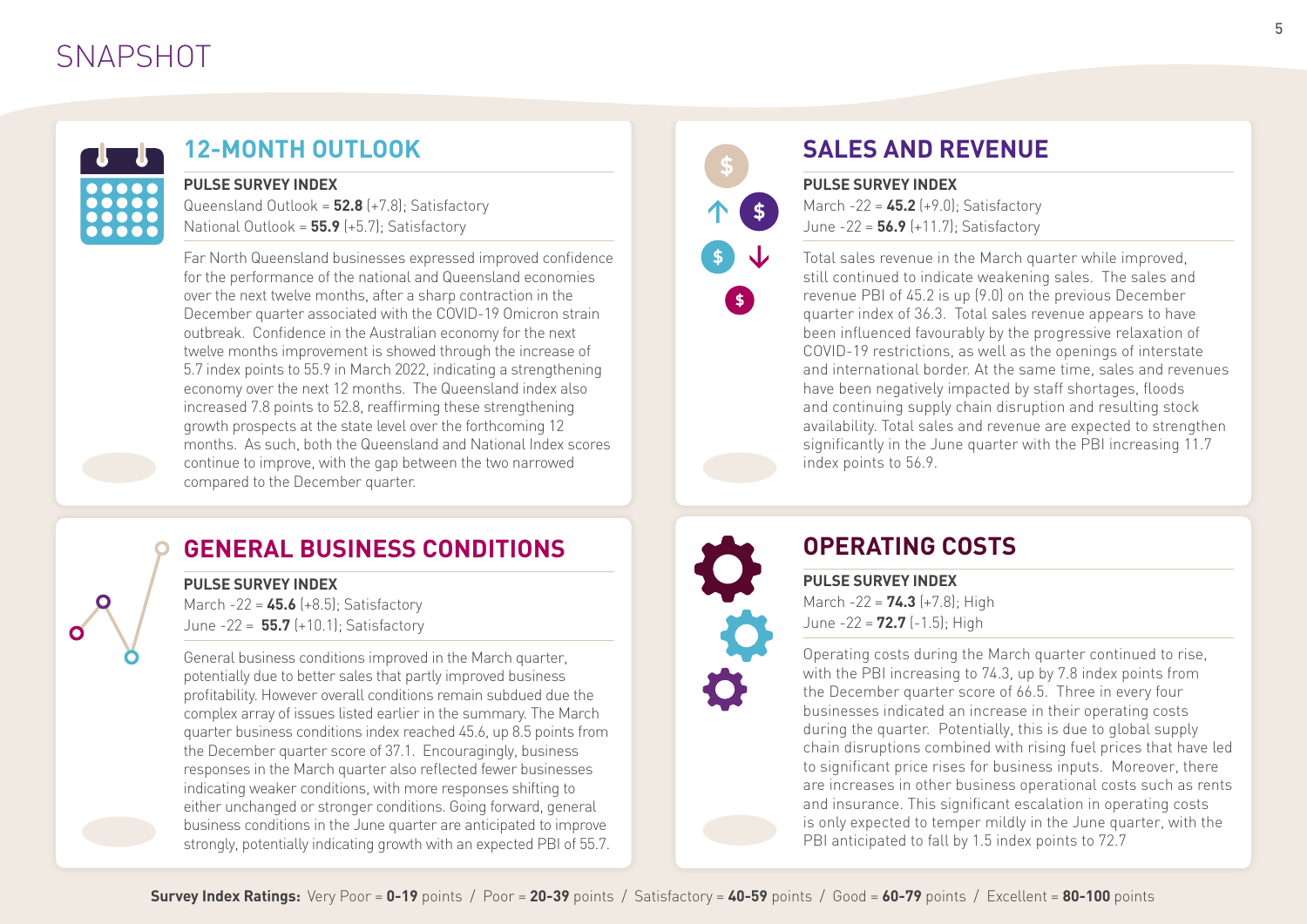# SNAPSHOT

## 12-MONTH OUTLOOK

**PULSE SURVEY INDEX**
Queensland Outlook = **52.8** (+7.8); Satisfactory
National Outlook = **55.9** (+5.7); Satisfactory

Far North Queensland businesses expressed improved confidence for the performance of the national and Queensland economies over the next twelve months, after a sharp contraction in the December quarter associated with the COVID-19 Omicron strain outbreak. Confidence in the Australian economy for the next twelve months improvement is showed through the increase of 5.7 index points to 55.9 in March 2022, indicating a strengthening economy over the next 12 months. The Queensland index also increased 7.8 points to 52.8, reaffirming these strengthening growth prospects at the state level over the forthcoming 12 months. As such, both the Queensland and National Index scores continue to improve, with the gap between the two narrowed compared to the December quarter.

## SALES AND REVENUE

**PULSE SURVEY INDEX**
March -22 = **45.2** (+9.0); Satisfactory
June -22 = **56.9** (+11.7); Satisfactory

Total sales revenue in the March quarter while improved, still continued to indicate weakening sales. The sales and revenue PBI of 45.2 is up (9.0) on the previous December quarter index of 36.3. Total sales revenue appears to have been influenced favourably by the progressive relaxation of COVID-19 restrictions, as well as the openings of interstate and international border. At the same time, sales and revenues have been negatively impacted by staff shortages, floods and continuing supply chain disruption and resulting stock availability. Total sales and revenue are expected to strengthen significantly in the June quarter with the PBI increasing 11.7 index points to 56.9.

## GENERAL BUSINESS CONDITIONS

**PULSE SURVEY INDEX**
March -22 = **45.6** (+8.5); Satisfactory
June -22 = **55.7** (+10.1); Satisfactory

General business conditions improved in the March quarter, potentially due to better sales that partly improved business profitability. However overall conditions remain subdued due the complex array of issues listed earlier in the summary. The March quarter business conditions index reached 45.6, up 8.5 points from the December quarter score of 37.1. Encouragingly, business responses in the March quarter also reflected fewer businesses indicating weaker conditions, with more responses shifting to either unchanged or stronger conditions. Going forward, general business conditions in the June quarter are anticipated to improve strongly, potentially indicating growth with an expected PBI of 55.7.

## OPERATING COSTS

**PULSE SURVEY INDEX**
March -22 = **74.3** (+7.8); High
June -22 = **72.7** (-1.5); High

Operating costs during the March quarter continued to rise, with the PBI increasing to 74.3, up by 7.8 index points from the December quarter score of 66.5. Three in every four businesses indicated an increase in their operating costs during the quarter. Potentially, this is due to global supply chain disruptions combined with rising fuel prices that have led to significant price rises for business inputs. Moreover, there are increases in other business operational costs such as rents and insurance. This significant escalation in operating costs is only expected to temper mildly in the June quarter, with the PBI anticipated to fall by 1.5 index points to 72.7

**Survey Index Ratings:** Very Poor = **0-19** points / Poor = **20-39** points / Satisfactory = **40-59** points / Good = **60-79** points / Excellent = **80-100** points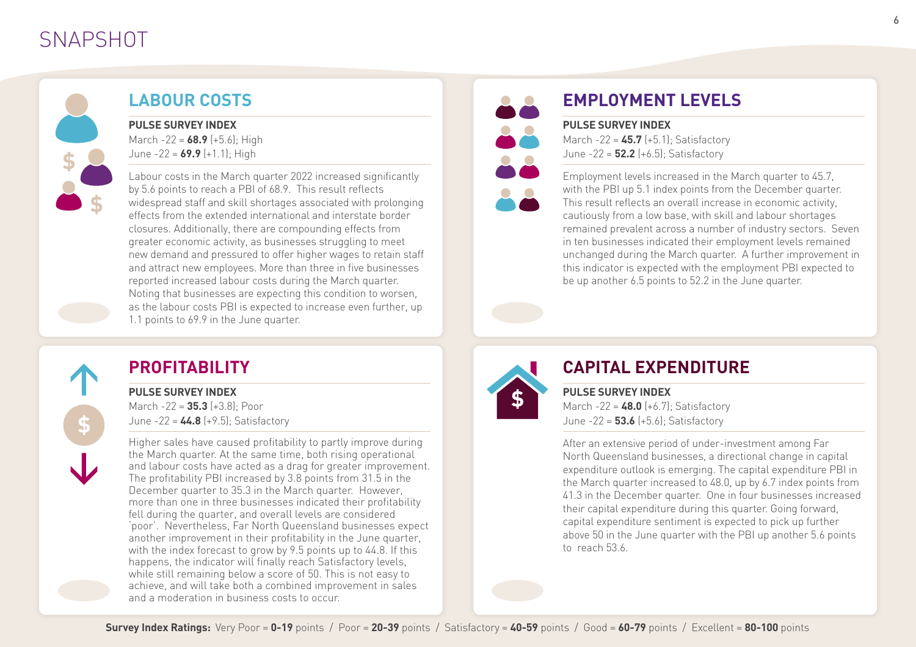# SNAPSHOT

## LABOUR COSTS

**PULSE SURVEY INDEX**

March -22 = **68.9** (+5.6); High
June -22 = **69.9** (+1.1); High

Labour costs in the March quarter 2022 increased significantly by 5.6 points to reach a PBI of 68.9. This result reflects widespread staff and skill shortages associated with prolonging effects from the extended international and interstate border closures. Additionally, there are compounding effects from greater economic activity, as businesses struggling to meet new demand and pressured to offer higher wages to retain staff and attract new employees. More than three in five businesses reported increased labour costs during the March quarter. Noting that businesses are expecting this condition to worsen, as the labour costs PBI is expected to increase even further, up 1.1 points to 69.9 in the June quarter.

## EMPLOYMENT LEVELS

**PULSE SURVEY INDEX**

March -22 = **45.7** (+5.1); Satisfactory
June -22 = **52.2** (+6.5); Satisfactory

Employment levels increased in the March quarter to 45.7, with the PBI up 5.1 index points from the December quarter. This result reflects an overall increase in economic activity, cautiously from a low base, with skill and labour shortages remained prevalent across a number of industry sectors. Seven in ten businesses indicated their employment levels remained unchanged during the March quarter. A further improvement in this indicator is expected with the employment PBI expected to be up another 6.5 points to 52.2 in the June quarter.

## PROFITABILITY

**PULSE SURVEY INDEX**

March -22 = **35.3** (+3.8); Poor
June -22 = **44.8** (+9.5); Satisfactory

Higher sales have caused profitability to partly improve during the March quarter. At the same time, both rising operational and labour costs have acted as a drag for greater improvement. The profitability PBI increased by 3.8 points from 31.5 in the December quarter to 35.3 in the March quarter. However, more than one in three businesses indicated their profitability fell during the quarter, and overall levels are considered 'poor'. Nevertheless, Far North Queensland businesses expect another improvement in their profitability in the June quarter, with the index forecast to grow by 9.5 points up to 44.8. If this happens, the indicator will finally reach Satisfactory levels, while still remaining below a score of 50. This is not easy to achieve, and will take both a combined improvement in sales and a moderation in business costs to occur.

## CAPITAL EXPENDITURE

**PULSE SURVEY INDEX**

March -22 = **48.0** (+6.7); Satisfactory
June -22 = **53.6** (+5.6); Satisfactory

After an extensive period of under-investment among Far North Queensland businesses, a directional change in capital expenditure outlook is emerging. The capital expenditure PBI in the March quarter increased to 48.0, up by 6.7 index points from 41.3 in the December quarter. One in four businesses increased their capital expenditure during this quarter. Going forward, capital expenditure sentiment is expected to pick up further above 50 in the June quarter with the PBI up another 5.6 points to reach 53.6.

**Survey Index Ratings:** Very Poor = **0-19** points / Poor = **20-39** points / Satisfactory = **40-59** points / Good = **60-79** points / Excellent = **80-100** points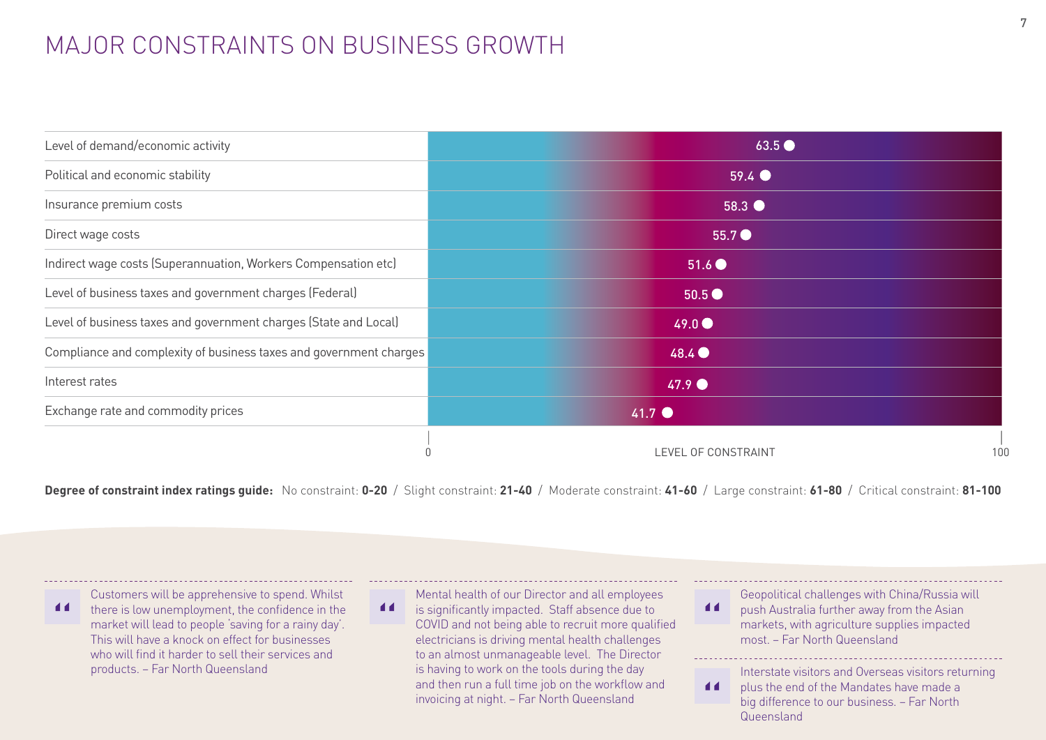# MAJOR CONSTRAINTS ON BUSINESS GROWTH

| Constraint | Level of constraint (0–100) |
| --- | --- |
| Level of demand/economic activity | 63.5 |
| Political and economic stability | 59.4 |
| Insurance premium costs | 58.3 |
| Direct wage costs | 55.7 |
| Indirect wage costs (Superannuation, Workers Compensation etc) | 51.6 |
| Level of business taxes and government charges (Federal) | 50.5 |
| Level of business taxes and government charges (State and Local) | 49.0 |
| Compliance and complexity of business taxes and government charges | 48.4 |
| Interest rates | 47.9 |
| Exchange rate and commodity prices | 41.7 |

**Degree of constraint index ratings guide:** No constraint: **0-20** / Slight constraint: **21-40** / Moderate constraint: **41-60** / Large constraint: **61-80** / Critical constraint: **81-100**

> Customers will be apprehensive to spend. Whilst there is low unemployment, the confidence in the market will lead to people 'saving for a rainy day'. This will have a knock on effect for businesses who will find it harder to sell their services and products. – Far North Queensland

> Mental health of our Director and all employees is significantly impacted. Staff absence due to COVID and not being able to recruit more qualified electricians is driving mental health challenges to an almost unmanageable level. The Director is having to work on the tools during the day and then run a full time job on the workflow and invoicing at night. – Far North Queensland

> Geopolitical challenges with China/Russia will push Australia further away from the Asian markets, with agriculture supplies impacted most. – Far North Queensland

> Interstate visitors and Overseas visitors returning plus the end of the Mandates have made a big difference to our business. – Far North Queensland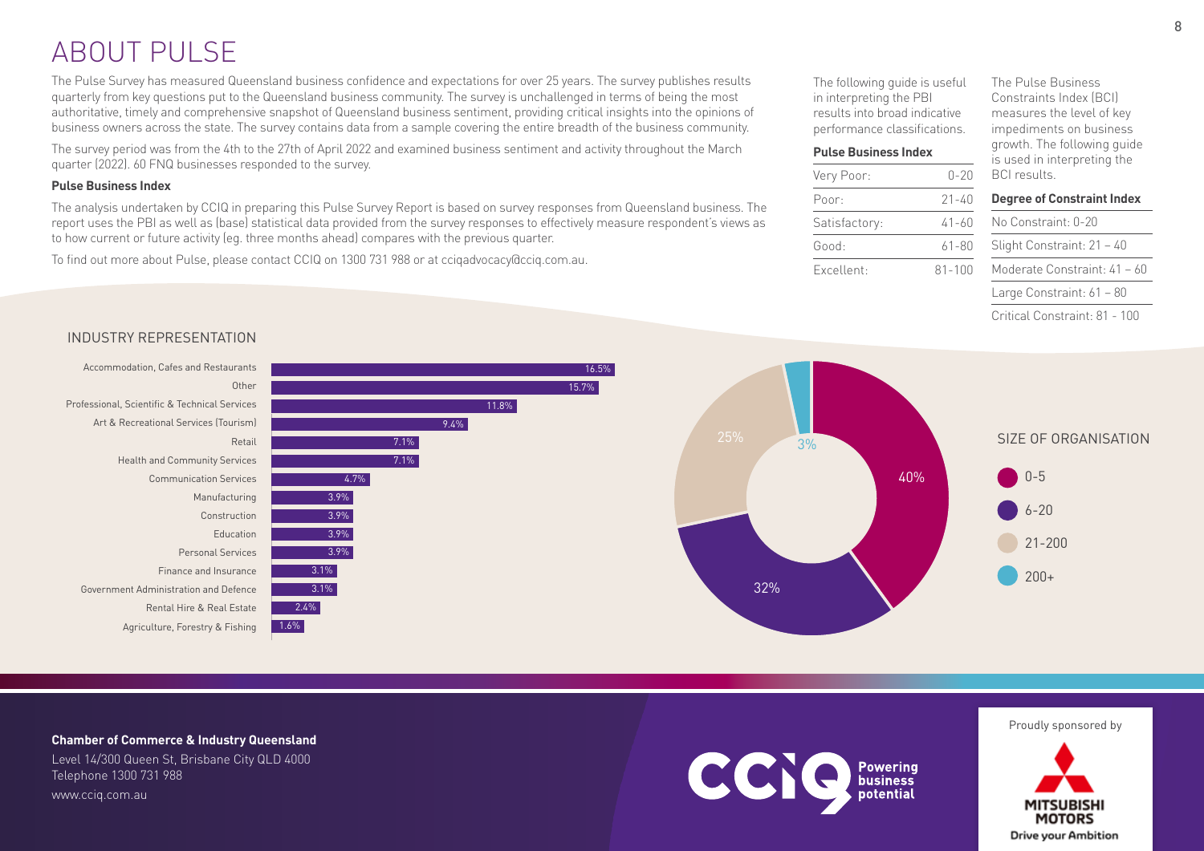# ABOUT PULSE

The Pulse Survey has measured Queensland business confidence and expectations for over 25 years. The survey publishes results quarterly from key questions put to the Queensland business community. The survey is unchallenged in terms of being the most authoritative, timely and comprehensive snapshot of Queensland business sentiment, providing critical insights into the opinions of business owners across the state. The survey contains data from a sample covering the entire breadth of the business community.

The survey period was from the 4th to the 27th of April 2022 and examined business sentiment and activity throughout the March quarter (2022). 60 FNQ businesses responded to the survey.

**Pulse Business Index**

The analysis undertaken by CCIQ in preparing this Pulse Survey Report is based on survey responses from Queensland business. The report uses the PBI as well as (base) statistical data provided from the survey responses to effectively measure respondent's views as to how current or future activity (eg. three months ahead) compares with the previous quarter.

To find out more about Pulse, please contact CCIQ on 1300 731 988 or at cciqadvocacy@cciq.com.au.

The following guide is useful in interpreting the PBI results into broad indicative performance classifications.

| Pulse Business Index | |
|---|---|
| Very Poor: | 0-20 |
| Poor: | 21-40 |
| Satisfactory: | 41-60 |
| Good: | 61-80 |
| Excellent: | 81-100 |

The Pulse Business Constraints Index (BCI) measures the level of key impediments on business growth. The following guide is used in interpreting the BCI results.

| Degree of Constraint Index |
|---|
| No Constraint: 0-20 |
| Slight Constraint: 21 – 40 |
| Moderate Constraint: 41 – 60 |
| Large Constraint: 61 – 80 |
| Critical Constraint: 81 - 100 |

## INDUSTRY REPRESENTATION

Accommodation, Cafes and Restaurants 16.5%
Other 15.7%
Professional, Scientific & Technical Services 11.8%
Art & Recreational Services (Tourism) 9.4%
Retail 7.1%
Health and Community Services 7.1%
Communication Services 4.7%
Manufacturing 3.9%
Construction 3.9%
Education 3.9%
Personal Services 3.9%
Finance and Insurance 3.1%
Government Administration and Defence 3.1%
Rental Hire & Real Estate 2.4%
Agriculture, Forestry & Fishing 1.6%

## SIZE OF ORGANISATION

0-5 40%
6-20 32%
21-200 25%
200+ 3%

**Chamber of Commerce & Industry Queensland**
Level 14/300 Queen St, Brisbane City QLD 4000
Telephone 1300 731 988
www.cciq.com.au

CCIQ Powering business potential

Proudly sponsored by
MITSUBISHI MOTORS
Drive your Ambition